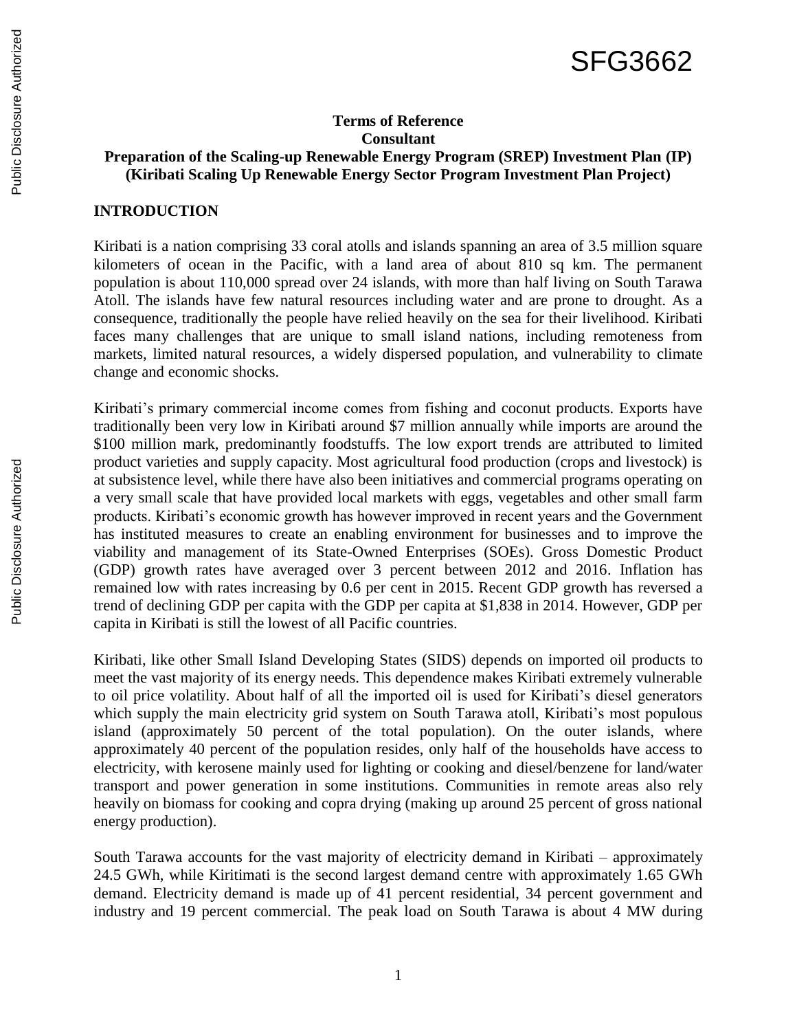SFG3662

**Terms of Reference**
**Consultant**
**Preparation of the Scaling-up Renewable Energy Program (SREP) Investment Plan (IP)**
**(Kiribati Scaling Up Renewable Energy Sector Program Investment Plan Project)**

## INTRODUCTION

Kiribati is a nation comprising 33 coral atolls and islands spanning an area of 3.5 million square kilometers of ocean in the Pacific, with a land area of about 810 sq km. The permanent population is about 110,000 spread over 24 islands, with more than half living on South Tarawa Atoll. The islands have few natural resources including water and are prone to drought. As a consequence, traditionally the people have relied heavily on the sea for their livelihood. Kiribati faces many challenges that are unique to small island nations, including remoteness from markets, limited natural resources, a widely dispersed population, and vulnerability to climate change and economic shocks.

Kiribati's primary commercial income comes from fishing and coconut products. Exports have traditionally been very low in Kiribati around $7 million annually while imports are around the $100 million mark, predominantly foodstuffs. The low export trends are attributed to limited product varieties and supply capacity. Most agricultural food production (crops and livestock) is at subsistence level, while there have also been initiatives and commercial programs operating on a very small scale that have provided local markets with eggs, vegetables and other small farm products. Kiribati's economic growth has however improved in recent years and the Government has instituted measures to create an enabling environment for businesses and to improve the viability and management of its State-Owned Enterprises (SOEs). Gross Domestic Product (GDP) growth rates have averaged over 3 percent between 2012 and 2016. Inflation has remained low with rates increasing by 0.6 per cent in 2015. Recent GDP growth has reversed a trend of declining GDP per capita with the GDP per capita at $1,838 in 2014. However, GDP per capita in Kiribati is still the lowest of all Pacific countries.

Kiribati, like other Small Island Developing States (SIDS) depends on imported oil products to meet the vast majority of its energy needs. This dependence makes Kiribati extremely vulnerable to oil price volatility. About half of all the imported oil is used for Kiribati's diesel generators which supply the main electricity grid system on South Tarawa atoll, Kiribati's most populous island (approximately 50 percent of the total population). On the outer islands, where approximately 40 percent of the population resides, only half of the households have access to electricity, with kerosene mainly used for lighting or cooking and diesel/benzene for land/water transport and power generation in some institutions. Communities in remote areas also rely heavily on biomass for cooking and copra drying (making up around 25 percent of gross national energy production).

South Tarawa accounts for the vast majority of electricity demand in Kiribati – approximately 24.5 GWh, while Kiritimati is the second largest demand centre with approximately 1.65 GWh demand. Electricity demand is made up of 41 percent residential, 34 percent government and industry and 19 percent commercial. The peak load on South Tarawa is about 4 MW during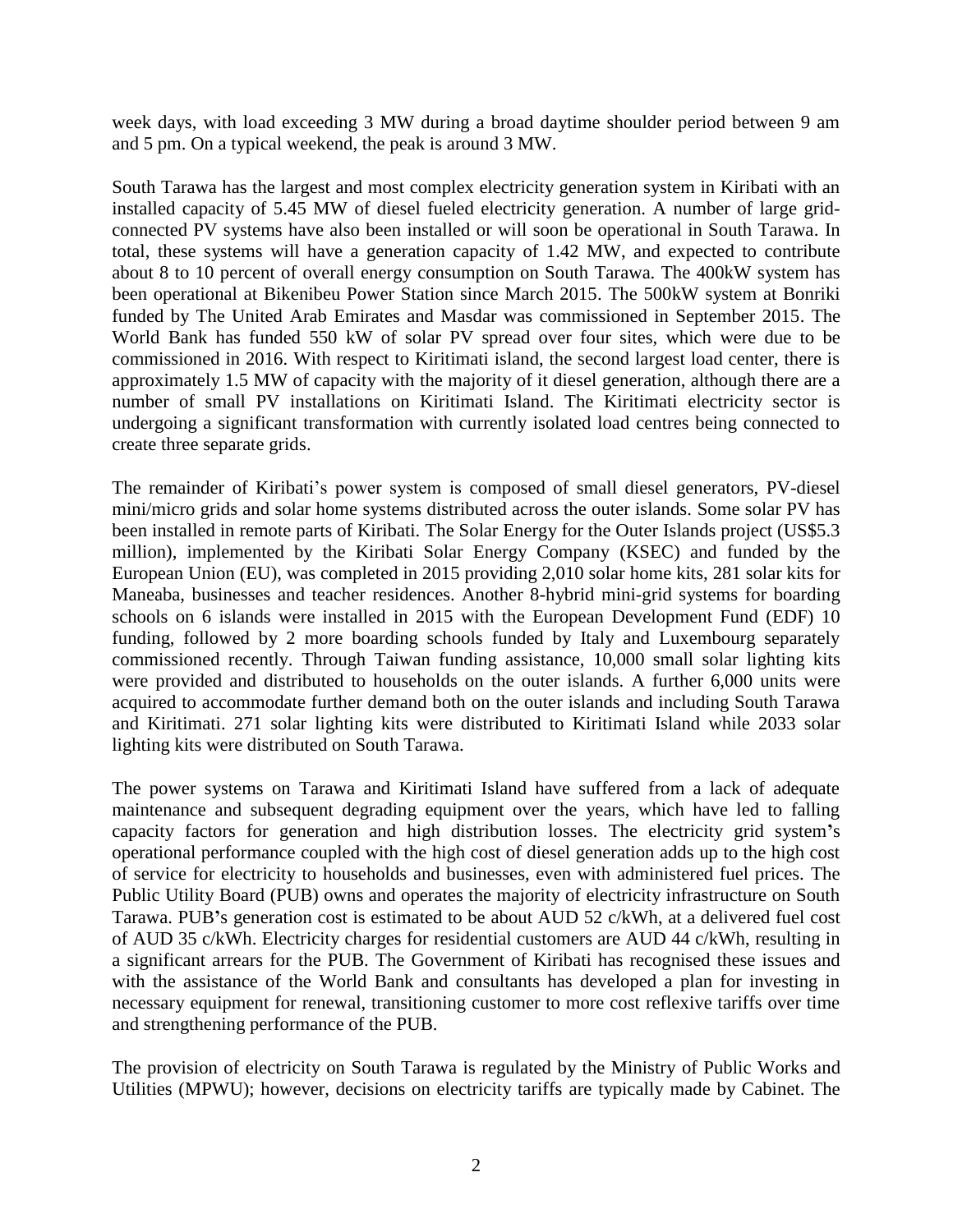week days, with load exceeding 3 MW during a broad daytime shoulder period between 9 am and 5 pm. On a typical weekend, the peak is around 3 MW.

South Tarawa has the largest and most complex electricity generation system in Kiribati with an installed capacity of 5.45 MW of diesel fueled electricity generation. A number of large grid-connected PV systems have also been installed or will soon be operational in South Tarawa. In total, these systems will have a generation capacity of 1.42 MW, and expected to contribute about 8 to 10 percent of overall energy consumption on South Tarawa. The 400kW system has been operational at Bikenibeu Power Station since March 2015. The 500kW system at Bonriki funded by The United Arab Emirates and Masdar was commissioned in September 2015. The World Bank has funded 550 kW of solar PV spread over four sites, which were due to be commissioned in 2016. With respect to Kiritimati island, the second largest load center, there is approximately 1.5 MW of capacity with the majority of it diesel generation, although there are a number of small PV installations on Kiritimati Island. The Kiritimati electricity sector is undergoing a significant transformation with currently isolated load centres being connected to create three separate grids.

The remainder of Kiribati's power system is composed of small diesel generators, PV-diesel mini/micro grids and solar home systems distributed across the outer islands. Some solar PV has been installed in remote parts of Kiribati. The Solar Energy for the Outer Islands project (US$5.3 million), implemented by the Kiribati Solar Energy Company (KSEC) and funded by the European Union (EU), was completed in 2015 providing 2,010 solar home kits, 281 solar kits for Maneaba, businesses and teacher residences. Another 8-hybrid mini-grid systems for boarding schools on 6 islands were installed in 2015 with the European Development Fund (EDF) 10 funding, followed by 2 more boarding schools funded by Italy and Luxembourg separately commissioned recently. Through Taiwan funding assistance, 10,000 small solar lighting kits were provided and distributed to households on the outer islands. A further 6,000 units were acquired to accommodate further demand both on the outer islands and including South Tarawa and Kiritimati. 271 solar lighting kits were distributed to Kiritimati Island while 2033 solar lighting kits were distributed on South Tarawa.

The power systems on Tarawa and Kiritimati Island have suffered from a lack of adequate maintenance and subsequent degrading equipment over the years, which have led to falling capacity factors for generation and high distribution losses. The electricity grid system's operational performance coupled with the high cost of diesel generation adds up to the high cost of service for electricity to households and businesses, even with administered fuel prices. The Public Utility Board (PUB) owns and operates the majority of electricity infrastructure on South Tarawa. PUB's generation cost is estimated to be about AUD 52 c/kWh, at a delivered fuel cost of AUD 35 c/kWh. Electricity charges for residential customers are AUD 44 c/kWh, resulting in a significant arrears for the PUB. The Government of Kiribati has recognised these issues and with the assistance of the World Bank and consultants has developed a plan for investing in necessary equipment for renewal, transitioning customer to more cost reflexive tariffs over time and strengthening performance of the PUB.

The provision of electricity on South Tarawa is regulated by the Ministry of Public Works and Utilities (MPWU); however, decisions on electricity tariffs are typically made by Cabinet. The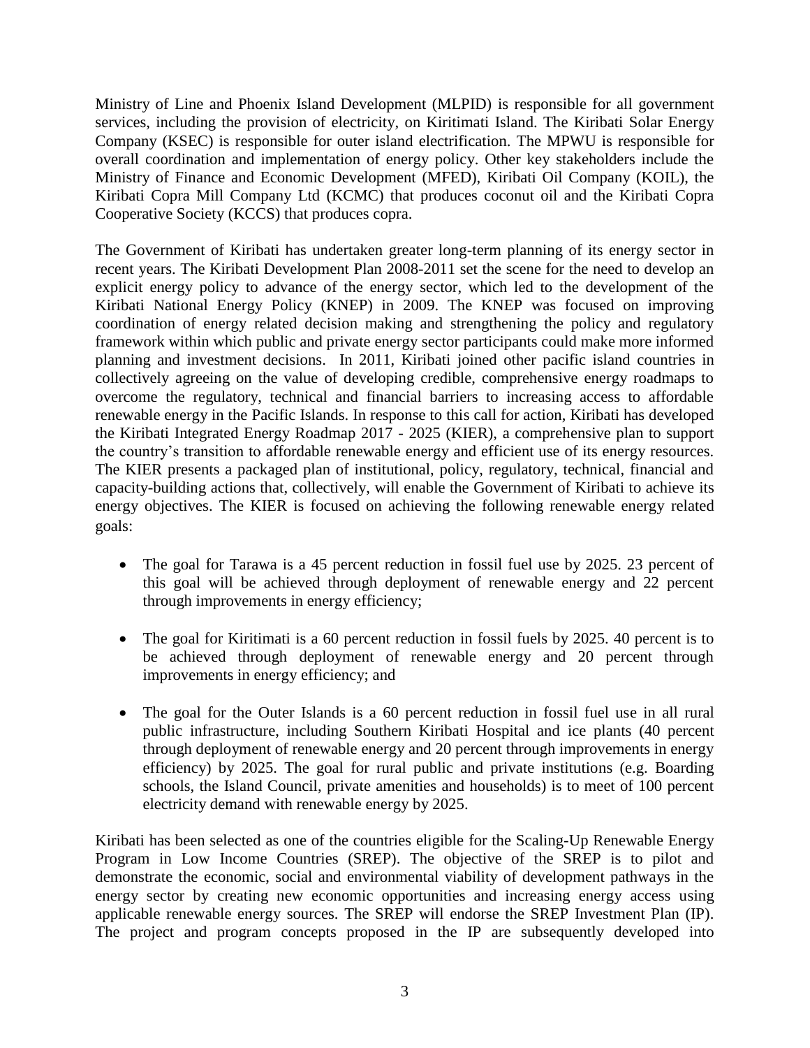Ministry of Line and Phoenix Island Development (MLPID) is responsible for all government services, including the provision of electricity, on Kiritimati Island. The Kiribati Solar Energy Company (KSEC) is responsible for outer island electrification. The MPWU is responsible for overall coordination and implementation of energy policy. Other key stakeholders include the Ministry of Finance and Economic Development (MFED), Kiribati Oil Company (KOIL), the Kiribati Copra Mill Company Ltd (KCMC) that produces coconut oil and the Kiribati Copra Cooperative Society (KCCS) that produces copra.

The Government of Kiribati has undertaken greater long-term planning of its energy sector in recent years. The Kiribati Development Plan 2008-2011 set the scene for the need to develop an explicit energy policy to advance of the energy sector, which led to the development of the Kiribati National Energy Policy (KNEP) in 2009. The KNEP was focused on improving coordination of energy related decision making and strengthening the policy and regulatory framework within which public and private energy sector participants could make more informed planning and investment decisions. In 2011, Kiribati joined other pacific island countries in collectively agreeing on the value of developing credible, comprehensive energy roadmaps to overcome the regulatory, technical and financial barriers to increasing access to affordable renewable energy in the Pacific Islands. In response to this call for action, Kiribati has developed the Kiribati Integrated Energy Roadmap 2017 - 2025 (KIER), a comprehensive plan to support the country's transition to affordable renewable energy and efficient use of its energy resources. The KIER presents a packaged plan of institutional, policy, regulatory, technical, financial and capacity-building actions that, collectively, will enable the Government of Kiribati to achieve its energy objectives. The KIER is focused on achieving the following renewable energy related goals:

- The goal for Tarawa is a 45 percent reduction in fossil fuel use by 2025. 23 percent of this goal will be achieved through deployment of renewable energy and 22 percent through improvements in energy efficiency;

- The goal for Kiritimati is a 60 percent reduction in fossil fuels by 2025. 40 percent is to be achieved through deployment of renewable energy and 20 percent through improvements in energy efficiency; and

- The goal for the Outer Islands is a 60 percent reduction in fossil fuel use in all rural public infrastructure, including Southern Kiribati Hospital and ice plants (40 percent through deployment of renewable energy and 20 percent through improvements in energy efficiency) by 2025. The goal for rural public and private institutions (e.g. Boarding schools, the Island Council, private amenities and households) is to meet of 100 percent electricity demand with renewable energy by 2025.

Kiribati has been selected as one of the countries eligible for the Scaling-Up Renewable Energy Program in Low Income Countries (SREP). The objective of the SREP is to pilot and demonstrate the economic, social and environmental viability of development pathways in the energy sector by creating new economic opportunities and increasing energy access using applicable renewable energy sources. The SREP will endorse the SREP Investment Plan (IP). The project and program concepts proposed in the IP are subsequently developed into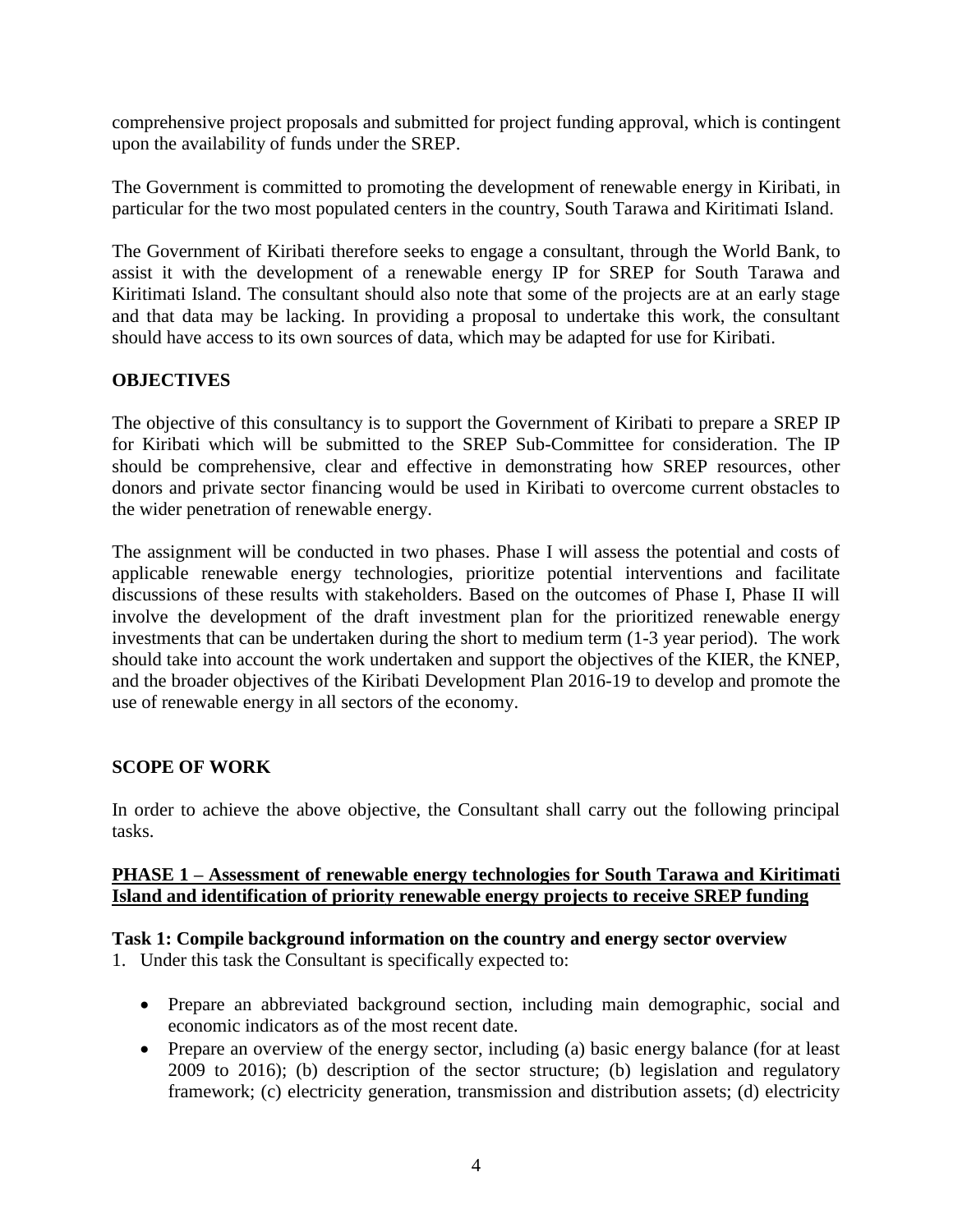comprehensive project proposals and submitted for project funding approval, which is contingent upon the availability of funds under the SREP.

The Government is committed to promoting the development of renewable energy in Kiribati, in particular for the two most populated centers in the country, South Tarawa and Kiritimati Island.

The Government of Kiribati therefore seeks to engage a consultant, through the World Bank, to assist it with the development of a renewable energy IP for SREP for South Tarawa and Kiritimati Island. The consultant should also note that some of the projects are at an early stage and that data may be lacking. In providing a proposal to undertake this work, the consultant should have access to its own sources of data, which may be adapted for use for Kiribati.

## OBJECTIVES

The objective of this consultancy is to support the Government of Kiribati to prepare a SREP IP for Kiribati which will be submitted to the SREP Sub-Committee for consideration. The IP should be comprehensive, clear and effective in demonstrating how SREP resources, other donors and private sector financing would be used in Kiribati to overcome current obstacles to the wider penetration of renewable energy.

The assignment will be conducted in two phases. Phase I will assess the potential and costs of applicable renewable energy technologies, prioritize potential interventions and facilitate discussions of these results with stakeholders. Based on the outcomes of Phase I, Phase II will involve the development of the draft investment plan for the prioritized renewable energy investments that can be undertaken during the short to medium term (1-3 year period). The work should take into account the work undertaken and support the objectives of the KIER, the KNEP, and the broader objectives of the Kiribati Development Plan 2016-19 to develop and promote the use of renewable energy in all sectors of the economy.

## SCOPE OF WORK

In order to achieve the above objective, the Consultant shall carry out the following principal tasks.

### PHASE 1 – Assessment of renewable energy technologies for South Tarawa and Kiritimati Island and identification of priority renewable energy projects to receive SREP funding

**Task 1: Compile background information on the country and energy sector overview**

1. Under this task the Consultant is specifically expected to:

- Prepare an abbreviated background section, including main demographic, social and economic indicators as of the most recent date.
- Prepare an overview of the energy sector, including (a) basic energy balance (for at least 2009 to 2016); (b) description of the sector structure; (b) legislation and regulatory framework; (c) electricity generation, transmission and distribution assets; (d) electricity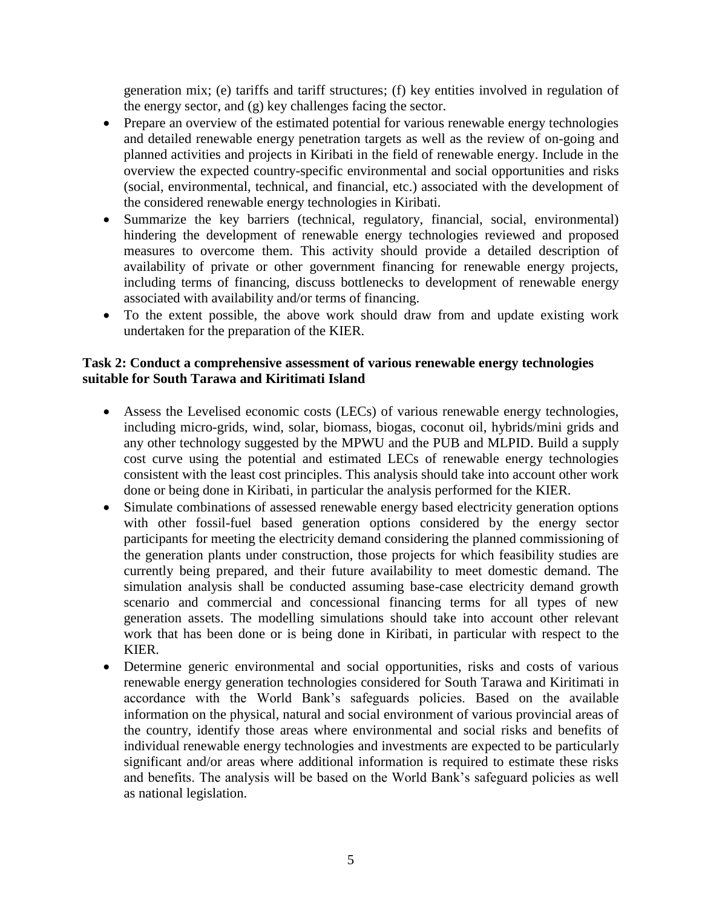generation mix; (e) tariffs and tariff structures; (f) key entities involved in regulation of the energy sector, and (g) key challenges facing the sector.

- Prepare an overview of the estimated potential for various renewable energy technologies and detailed renewable energy penetration targets as well as the review of on-going and planned activities and projects in Kiribati in the field of renewable energy. Include in the overview the expected country-specific environmental and social opportunities and risks (social, environmental, technical, and financial, etc.) associated with the development of the considered renewable energy technologies in Kiribati.
- Summarize the key barriers (technical, regulatory, financial, social, environmental) hindering the development of renewable energy technologies reviewed and proposed measures to overcome them. This activity should provide a detailed description of availability of private or other government financing for renewable energy projects, including terms of financing, discuss bottlenecks to development of renewable energy associated with availability and/or terms of financing.
- To the extent possible, the above work should draw from and update existing work undertaken for the preparation of the KIER.

**Task 2: Conduct a comprehensive assessment of various renewable energy technologies suitable for South Tarawa and Kiritimati Island**

- Assess the Levelised economic costs (LECs) of various renewable energy technologies, including micro-grids, wind, solar, biomass, biogas, coconut oil, hybrids/mini grids and any other technology suggested by the MPWU and the PUB and MLPID. Build a supply cost curve using the potential and estimated LECs of renewable energy technologies consistent with the least cost principles. This analysis should take into account other work done or being done in Kiribati, in particular the analysis performed for the KIER.
- Simulate combinations of assessed renewable energy based electricity generation options with other fossil-fuel based generation options considered by the energy sector participants for meeting the electricity demand considering the planned commissioning of the generation plants under construction, those projects for which feasibility studies are currently being prepared, and their future availability to meet domestic demand. The simulation analysis shall be conducted assuming base-case electricity demand growth scenario and commercial and concessional financing terms for all types of new generation assets. The modelling simulations should take into account other relevant work that has been done or is being done in Kiribati, in particular with respect to the KIER.
- Determine generic environmental and social opportunities, risks and costs of various renewable energy generation technologies considered for South Tarawa and Kiritimati in accordance with the World Bank's safeguards policies. Based on the available information on the physical, natural and social environment of various provincial areas of the country, identify those areas where environmental and social risks and benefits of individual renewable energy technologies and investments are expected to be particularly significant and/or areas where additional information is required to estimate these risks and benefits. The analysis will be based on the World Bank's safeguard policies as well as national legislation.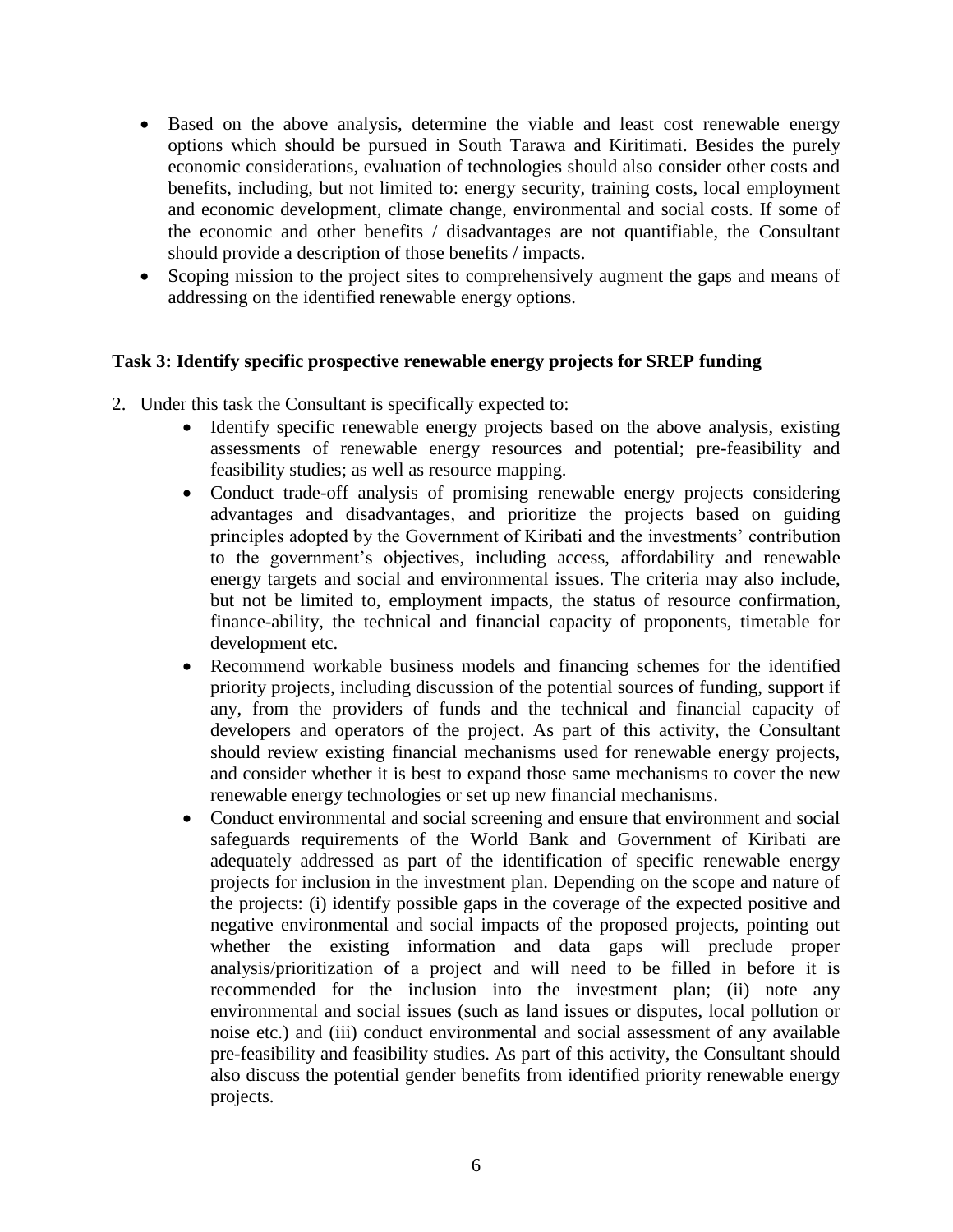- Based on the above analysis, determine the viable and least cost renewable energy options which should be pursued in South Tarawa and Kiritimati. Besides the purely economic considerations, evaluation of technologies should also consider other costs and benefits, including, but not limited to: energy security, training costs, local employment and economic development, climate change, environmental and social costs. If some of the economic and other benefits / disadvantages are not quantifiable, the Consultant should provide a description of those benefits / impacts.
- Scoping mission to the project sites to comprehensively augment the gaps and means of addressing on the identified renewable energy options.

**Task 3: Identify specific prospective renewable energy projects for SREP funding**

2. Under this task the Consultant is specifically expected to:
    - Identify specific renewable energy projects based on the above analysis, existing assessments of renewable energy resources and potential; pre-feasibility and feasibility studies; as well as resource mapping.
    - Conduct trade-off analysis of promising renewable energy projects considering advantages and disadvantages, and prioritize the projects based on guiding principles adopted by the Government of Kiribati and the investments' contribution to the government's objectives, including access, affordability and renewable energy targets and social and environmental issues. The criteria may also include, but not be limited to, employment impacts, the status of resource confirmation, finance-ability, the technical and financial capacity of proponents, timetable for development etc.
    - Recommend workable business models and financing schemes for the identified priority projects, including discussion of the potential sources of funding, support if any, from the providers of funds and the technical and financial capacity of developers and operators of the project. As part of this activity, the Consultant should review existing financial mechanisms used for renewable energy projects, and consider whether it is best to expand those same mechanisms to cover the new renewable energy technologies or set up new financial mechanisms.
    - Conduct environmental and social screening and ensure that environment and social safeguards requirements of the World Bank and Government of Kiribati are adequately addressed as part of the identification of specific renewable energy projects for inclusion in the investment plan. Depending on the scope and nature of the projects: (i) identify possible gaps in the coverage of the expected positive and negative environmental and social impacts of the proposed projects, pointing out whether the existing information and data gaps will preclude proper analysis/prioritization of a project and will need to be filled in before it is recommended for the inclusion into the investment plan; (ii) note any environmental and social issues (such as land issues or disputes, local pollution or noise etc.) and (iii) conduct environmental and social assessment of any available pre-feasibility and feasibility studies. As part of this activity, the Consultant should also discuss the potential gender benefits from identified priority renewable energy projects.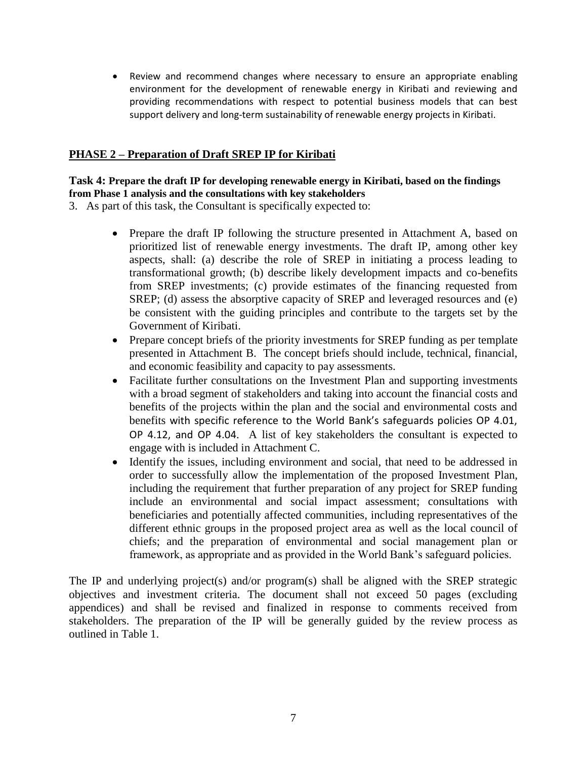- Review and recommend changes where necessary to ensure an appropriate enabling environment for the development of renewable energy in Kiribati and reviewing and providing recommendations with respect to potential business models that can best support delivery and long-term sustainability of renewable energy projects in Kiribati.

## PHASE 2 – Preparation of Draft SREP IP for Kiribati

**Task 4: Prepare the draft IP for developing renewable energy in Kiribati, based on the findings from Phase 1 analysis and the consultations with key stakeholders**

3. As part of this task, the Consultant is specifically expected to:

- Prepare the draft IP following the structure presented in Attachment A, based on prioritized list of renewable energy investments. The draft IP, among other key aspects, shall: (a) describe the role of SREP in initiating a process leading to transformational growth; (b) describe likely development impacts and co-benefits from SREP investments; (c) provide estimates of the financing requested from SREP; (d) assess the absorptive capacity of SREP and leveraged resources and (e) be consistent with the guiding principles and contribute to the targets set by the Government of Kiribati.
- Prepare concept briefs of the priority investments for SREP funding as per template presented in Attachment B. The concept briefs should include, technical, financial, and economic feasibility and capacity to pay assessments.
- Facilitate further consultations on the Investment Plan and supporting investments with a broad segment of stakeholders and taking into account the financial costs and benefits of the projects within the plan and the social and environmental costs and benefits with specific reference to the World Bank's safeguards policies OP 4.01, OP 4.12, and OP 4.04. A list of key stakeholders the consultant is expected to engage with is included in Attachment C.
- Identify the issues, including environment and social, that need to be addressed in order to successfully allow the implementation of the proposed Investment Plan, including the requirement that further preparation of any project for SREP funding include an environmental and social impact assessment; consultations with beneficiaries and potentially affected communities, including representatives of the different ethnic groups in the proposed project area as well as the local council of chiefs; and the preparation of environmental and social management plan or framework, as appropriate and as provided in the World Bank's safeguard policies.

The IP and underlying project(s) and/or program(s) shall be aligned with the SREP strategic objectives and investment criteria. The document shall not exceed 50 pages (excluding appendices) and shall be revised and finalized in response to comments received from stakeholders. The preparation of the IP will be generally guided by the review process as outlined in Table 1.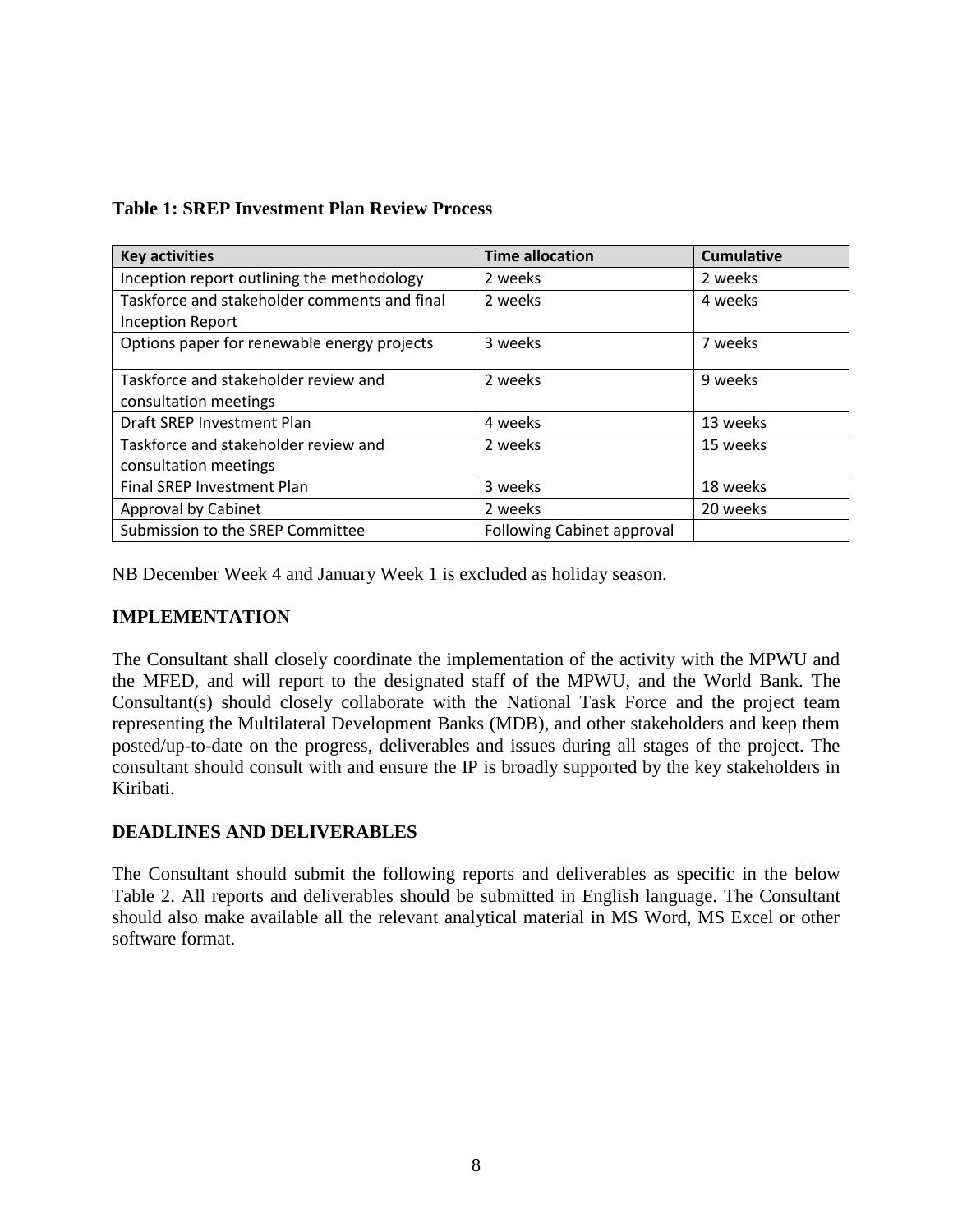**Table 1: SREP Investment Plan Review Process**

| Key activities | Time allocation | Cumulative |
|---|---|---|
| Inception report outlining the methodology | 2 weeks | 2 weeks |
| Taskforce and stakeholder comments and final Inception Report | 2 weeks | 4 weeks |
| Options paper for renewable energy projects | 3 weeks | 7 weeks |
| Taskforce and stakeholder review and consultation meetings | 2 weeks | 9 weeks |
| Draft SREP Investment Plan | 4 weeks | 13 weeks |
| Taskforce and stakeholder review and consultation meetings | 2 weeks | 15 weeks |
| Final SREP Investment Plan | 3 weeks | 18 weeks |
| Approval by Cabinet | 2 weeks | 20 weeks |
| Submission to the SREP Committee | Following Cabinet approval | |

NB December Week 4 and January Week 1 is excluded as holiday season.

## IMPLEMENTATION

The Consultant shall closely coordinate the implementation of the activity with the MPWU and the MFED, and will report to the designated staff of the MPWU, and the World Bank. The Consultant(s) should closely collaborate with the National Task Force and the project team representing the Multilateral Development Banks (MDB), and other stakeholders and keep them posted/up-to-date on the progress, deliverables and issues during all stages of the project. The consultant should consult with and ensure the IP is broadly supported by the key stakeholders in Kiribati.

## DEADLINES AND DELIVERABLES

The Consultant should submit the following reports and deliverables as specific in the below Table 2. All reports and deliverables should be submitted in English language. The Consultant should also make available all the relevant analytical material in MS Word, MS Excel or other software format.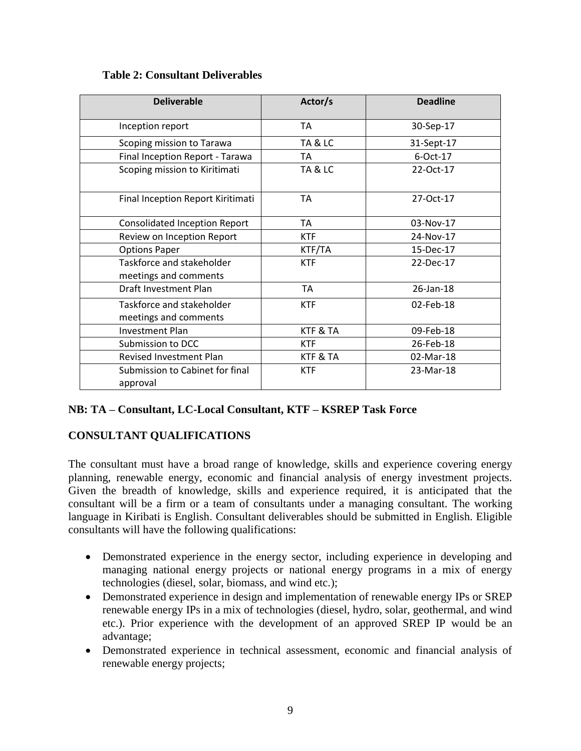**Table 2: Consultant Deliverables**

| Deliverable | Actor/s | Deadline |
|---|---|---|
| Inception report | TA | 30-Sep-17 |
| Scoping mission to Tarawa | TA & LC | 31-Sept-17 |
| Final Inception Report - Tarawa | TA | 6-Oct-17 |
| Scoping mission to Kiritimati | TA & LC | 22-Oct-17 |
| Final Inception Report Kiritimati | TA | 27-Oct-17 |
| Consolidated Inception Report | TA | 03-Nov-17 |
| Review on Inception Report | KTF | 24-Nov-17 |
| Options Paper | KTF/TA | 15-Dec-17 |
| Taskforce and stakeholder meetings and comments | KTF | 22-Dec-17 |
| Draft Investment Plan | TA | 26-Jan-18 |
| Taskforce and stakeholder meetings and comments | KTF | 02-Feb-18 |
| Investment Plan | KTF & TA | 09-Feb-18 |
| Submission to DCC | KTF | 26-Feb-18 |
| Revised Investment Plan | KTF & TA | 02-Mar-18 |
| Submission to Cabinet for final approval | KTF | 23-Mar-18 |

**NB: TA – Consultant, LC-Local Consultant, KTF – KSREP Task Force**

## CONSULTANT QUALIFICATIONS

The consultant must have a broad range of knowledge, skills and experience covering energy planning, renewable energy, economic and financial analysis of energy investment projects. Given the breadth of knowledge, skills and experience required, it is anticipated that the consultant will be a firm or a team of consultants under a managing consultant. The working language in Kiribati is English. Consultant deliverables should be submitted in English. Eligible consultants will have the following qualifications:

- Demonstrated experience in the energy sector, including experience in developing and managing national energy projects or national energy programs in a mix of energy technologies (diesel, solar, biomass, and wind etc.);
- Demonstrated experience in design and implementation of renewable energy IPs or SREP renewable energy IPs in a mix of technologies (diesel, hydro, solar, geothermal, and wind etc.). Prior experience with the development of an approved SREP IP would be an advantage;
- Demonstrated experience in technical assessment, economic and financial analysis of renewable energy projects;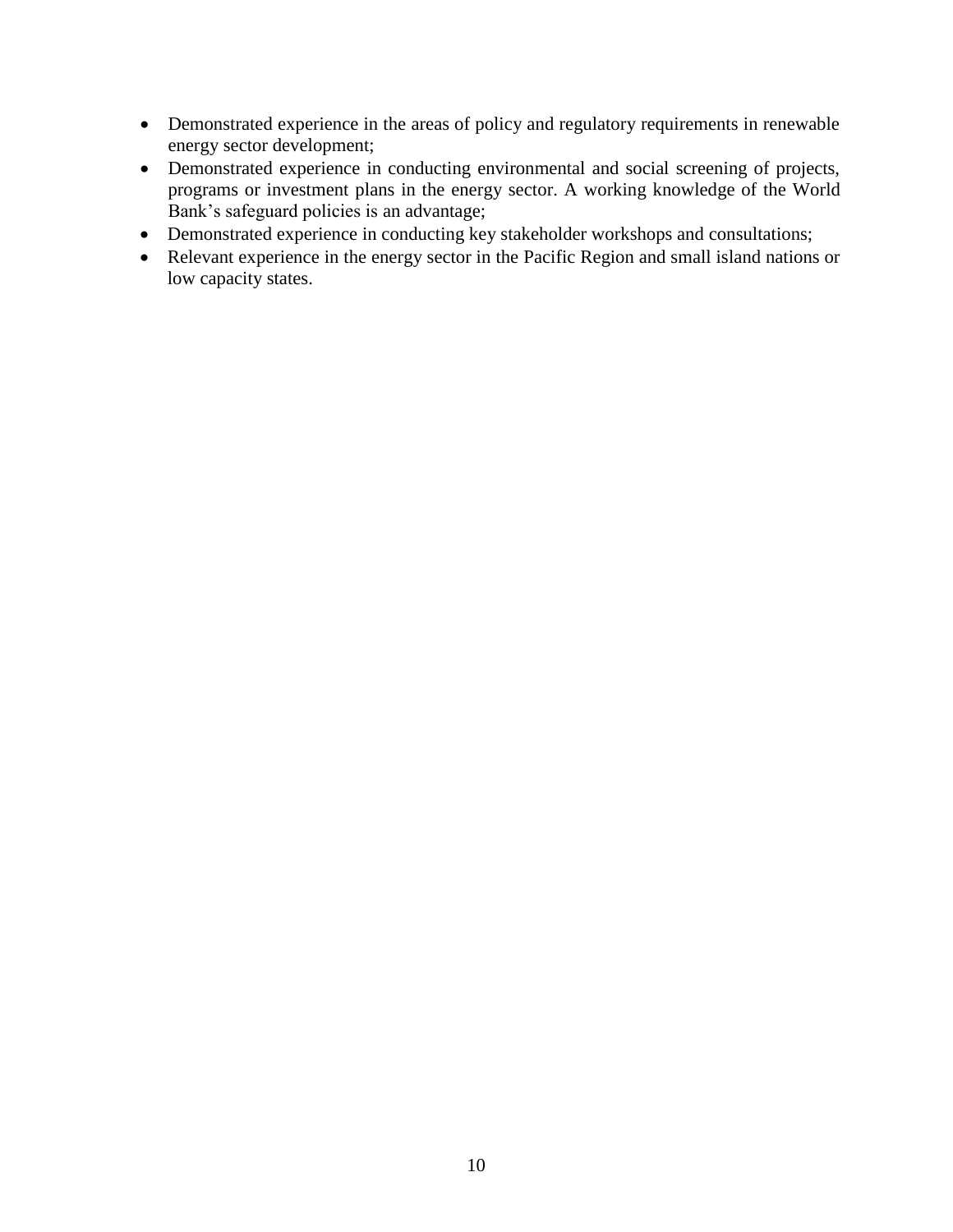- Demonstrated experience in the areas of policy and regulatory requirements in renewable energy sector development;
- Demonstrated experience in conducting environmental and social screening of projects, programs or investment plans in the energy sector. A working knowledge of the World Bank's safeguard policies is an advantage;
- Demonstrated experience in conducting key stakeholder workshops and consultations;
- Relevant experience in the energy sector in the Pacific Region and small island nations or low capacity states.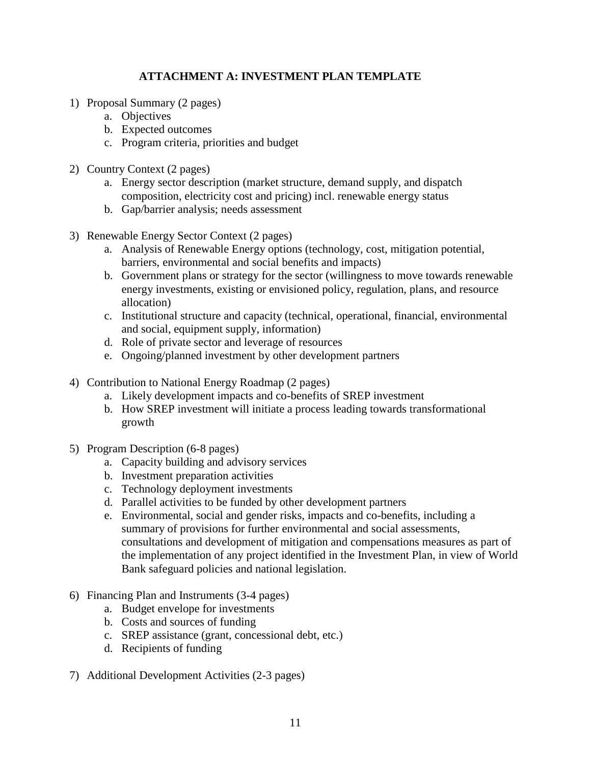## ATTACHMENT A: INVESTMENT PLAN TEMPLATE

1) Proposal Summary (2 pages)
    a. Objectives
    b. Expected outcomes
    c. Program criteria, priorities and budget

2) Country Context (2 pages)
    a. Energy sector description (market structure, demand supply, and dispatch composition, electricity cost and pricing) incl. renewable energy status
    b. Gap/barrier analysis; needs assessment

3) Renewable Energy Sector Context (2 pages)
    a. Analysis of Renewable Energy options (technology, cost, mitigation potential, barriers, environmental and social benefits and impacts)
    b. Government plans or strategy for the sector (willingness to move towards renewable energy investments, existing or envisioned policy, regulation, plans, and resource allocation)
    c. Institutional structure and capacity (technical, operational, financial, environmental and social, equipment supply, information)
    d. Role of private sector and leverage of resources
    e. Ongoing/planned investment by other development partners

4) Contribution to National Energy Roadmap (2 pages)
    a. Likely development impacts and co-benefits of SREP investment
    b. How SREP investment will initiate a process leading towards transformational growth

5) Program Description (6-8 pages)
    a. Capacity building and advisory services
    b. Investment preparation activities
    c. Technology deployment investments
    d. Parallel activities to be funded by other development partners
    e. Environmental, social and gender risks, impacts and co-benefits, including a summary of provisions for further environmental and social assessments, consultations and development of mitigation and compensations measures as part of the implementation of any project identified in the Investment Plan, in view of World Bank safeguard policies and national legislation.

6) Financing Plan and Instruments (3-4 pages)
    a. Budget envelope for investments
    b. Costs and sources of funding
    c. SREP assistance (grant, concessional debt, etc.)
    d. Recipients of funding

7) Additional Development Activities (2-3 pages)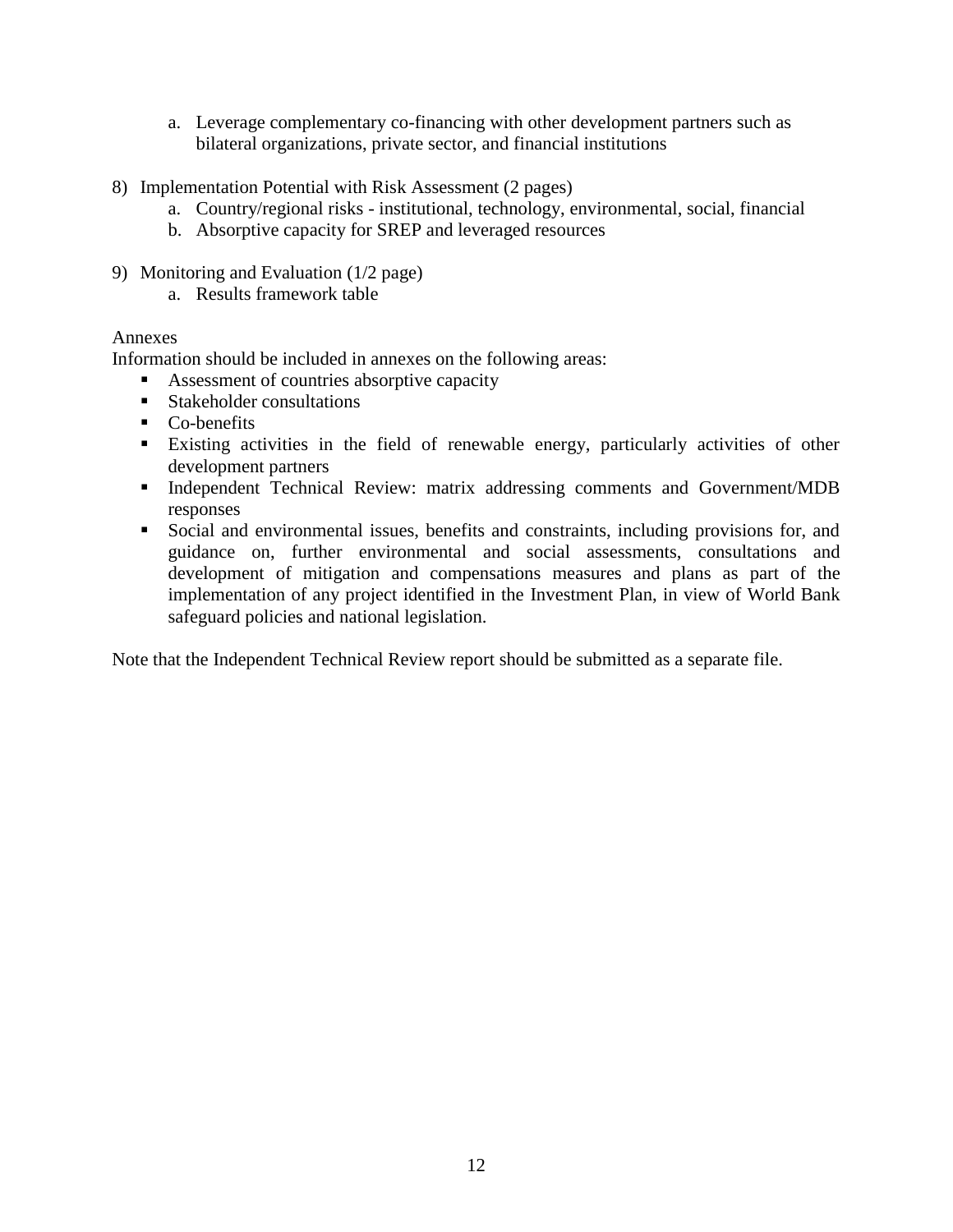a. Leverage complementary co-financing with other development partners such as bilateral organizations, private sector, and financial institutions

8) Implementation Potential with Risk Assessment (2 pages)
   a. Country/regional risks - institutional, technology, environmental, social, financial
   b. Absorptive capacity for SREP and leveraged resources

9) Monitoring and Evaluation (1/2 page)
   a. Results framework table

Annexes

Information should be included in annexes on the following areas:

- Assessment of countries absorptive capacity
- Stakeholder consultations
- Co-benefits
- Existing activities in the field of renewable energy, particularly activities of other development partners
- Independent Technical Review: matrix addressing comments and Government/MDB responses
- Social and environmental issues, benefits and constraints, including provisions for, and guidance on, further environmental and social assessments, consultations and development of mitigation and compensations measures and plans as part of the implementation of any project identified in the Investment Plan, in view of World Bank safeguard policies and national legislation.

Note that the Independent Technical Review report should be submitted as a separate file.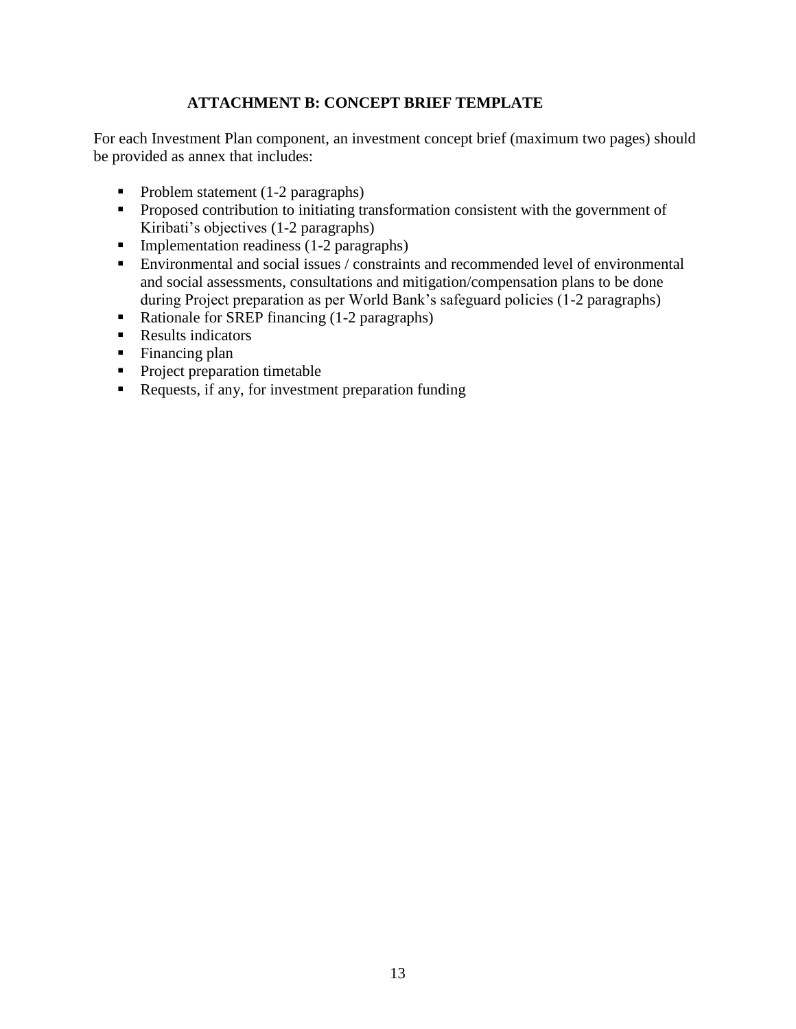# ATTACHMENT B: CONCEPT BRIEF TEMPLATE

For each Investment Plan component, an investment concept brief (maximum two pages) should be provided as annex that includes:

- Problem statement (1-2 paragraphs)
- Proposed contribution to initiating transformation consistent with the government of Kiribati's objectives (1-2 paragraphs)
- Implementation readiness (1-2 paragraphs)
- Environmental and social issues / constraints and recommended level of environmental and social assessments, consultations and mitigation/compensation plans to be done during Project preparation as per World Bank's safeguard policies (1-2 paragraphs)
- Rationale for SREP financing (1-2 paragraphs)
- Results indicators
- Financing plan
- Project preparation timetable
- Requests, if any, for investment preparation funding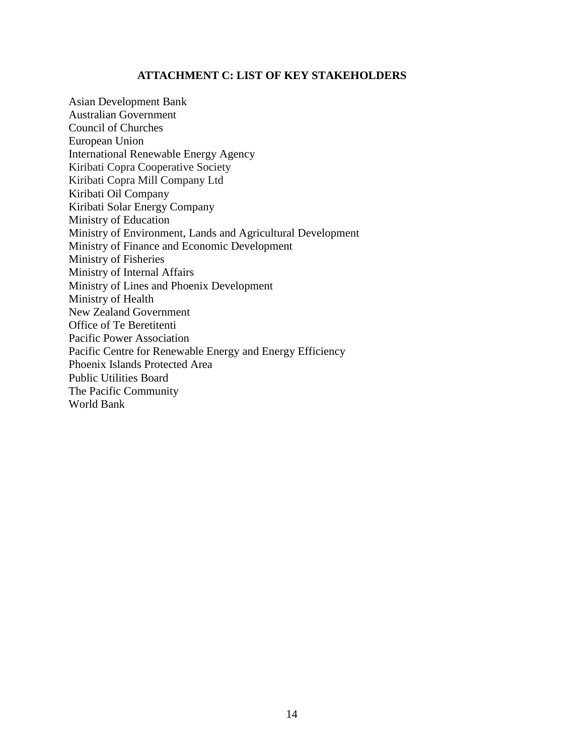## ATTACHMENT C: LIST OF KEY STAKEHOLDERS

Asian Development Bank
Australian Government
Council of Churches
European Union
International Renewable Energy Agency
Kiribati Copra Cooperative Society
Kiribati Copra Mill Company Ltd
Kiribati Oil Company
Kiribati Solar Energy Company
Ministry of Education
Ministry of Environment, Lands and Agricultural Development
Ministry of Finance and Economic Development
Ministry of Fisheries
Ministry of Internal Affairs
Ministry of Lines and Phoenix Development
Ministry of Health
New Zealand Government
Office of Te Beretitenti
Pacific Power Association
Pacific Centre for Renewable Energy and Energy Efficiency
Phoenix Islands Protected Area
Public Utilities Board
The Pacific Community
World Bank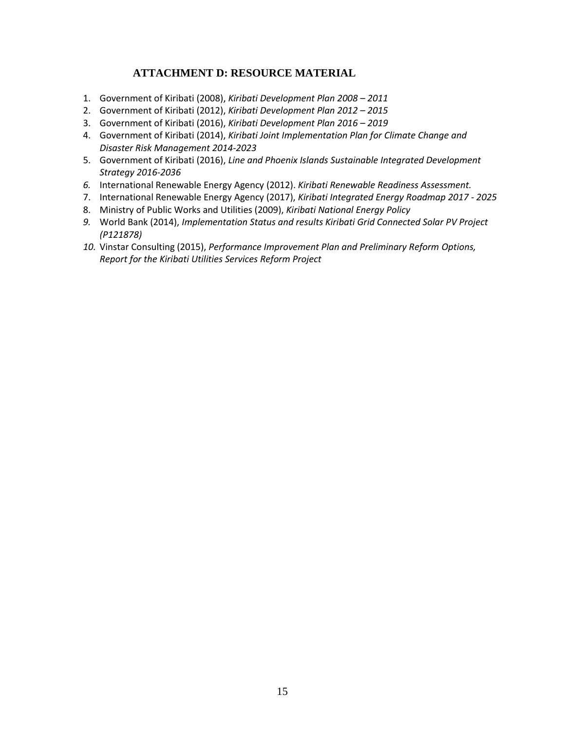## ATTACHMENT D: RESOURCE MATERIAL

1. Government of Kiribati (2008), *Kiribati Development Plan 2008 – 2011*
2. Government of Kiribati (2012), *Kiribati Development Plan 2012 – 2015*
3. Government of Kiribati (2016), *Kiribati Development Plan 2016 – 2019*
4. Government of Kiribati (2014), *Kiribati Joint Implementation Plan for Climate Change and Disaster Risk Management 2014-2023*
5. Government of Kiribati (2016), *Line and Phoenix Islands Sustainable Integrated Development Strategy 2016-2036*
6. International Renewable Energy Agency (2012). *Kiribati Renewable Readiness Assessment.*
7. International Renewable Energy Agency (2017), *Kiribati Integrated Energy Roadmap 2017 - 2025*
8. Ministry of Public Works and Utilities (2009), *Kiribati National Energy Policy*
9. World Bank (2014), *Implementation Status and results Kiribati Grid Connected Solar PV Project (P121878)*
10. Vinstar Consulting (2015), *Performance Improvement Plan and Preliminary Reform Options, Report for the Kiribati Utilities Services Reform Project*